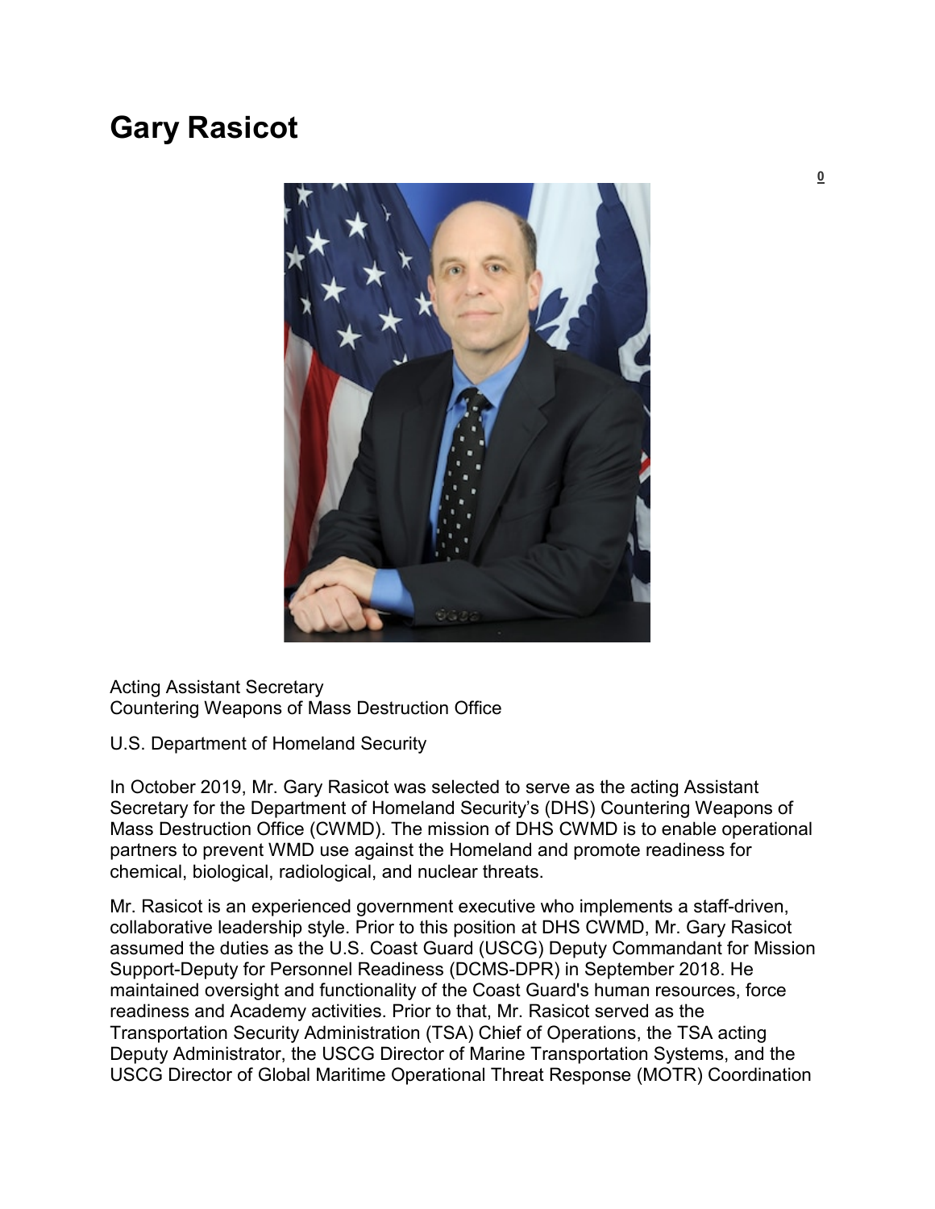# Gary Rasicot

0

Acting Assistant Secretary
Countering Weapons of Mass Destruction Office

U.S. Department of Homeland Security

In October 2019, Mr. Gary Rasicot was selected to serve as the acting Assistant Secretary for the Department of Homeland Security's (DHS) Countering Weapons of Mass Destruction Office (CWMD). The mission of DHS CWMD is to enable operational partners to prevent WMD use against the Homeland and promote readiness for chemical, biological, radiological, and nuclear threats.

Mr. Rasicot is an experienced government executive who implements a staff-driven, collaborative leadership style. Prior to this position at DHS CWMD, Mr. Gary Rasicot assumed the duties as the U.S. Coast Guard (USCG) Deputy Commandant for Mission Support-Deputy for Personnel Readiness (DCMS-DPR) in September 2018. He maintained oversight and functionality of the Coast Guard's human resources, force readiness and Academy activities. Prior to that, Mr. Rasicot served as the Transportation Security Administration (TSA) Chief of Operations, the TSA acting Deputy Administrator, the USCG Director of Marine Transportation Systems, and the USCG Director of Global Maritime Operational Threat Response (MOTR) Coordination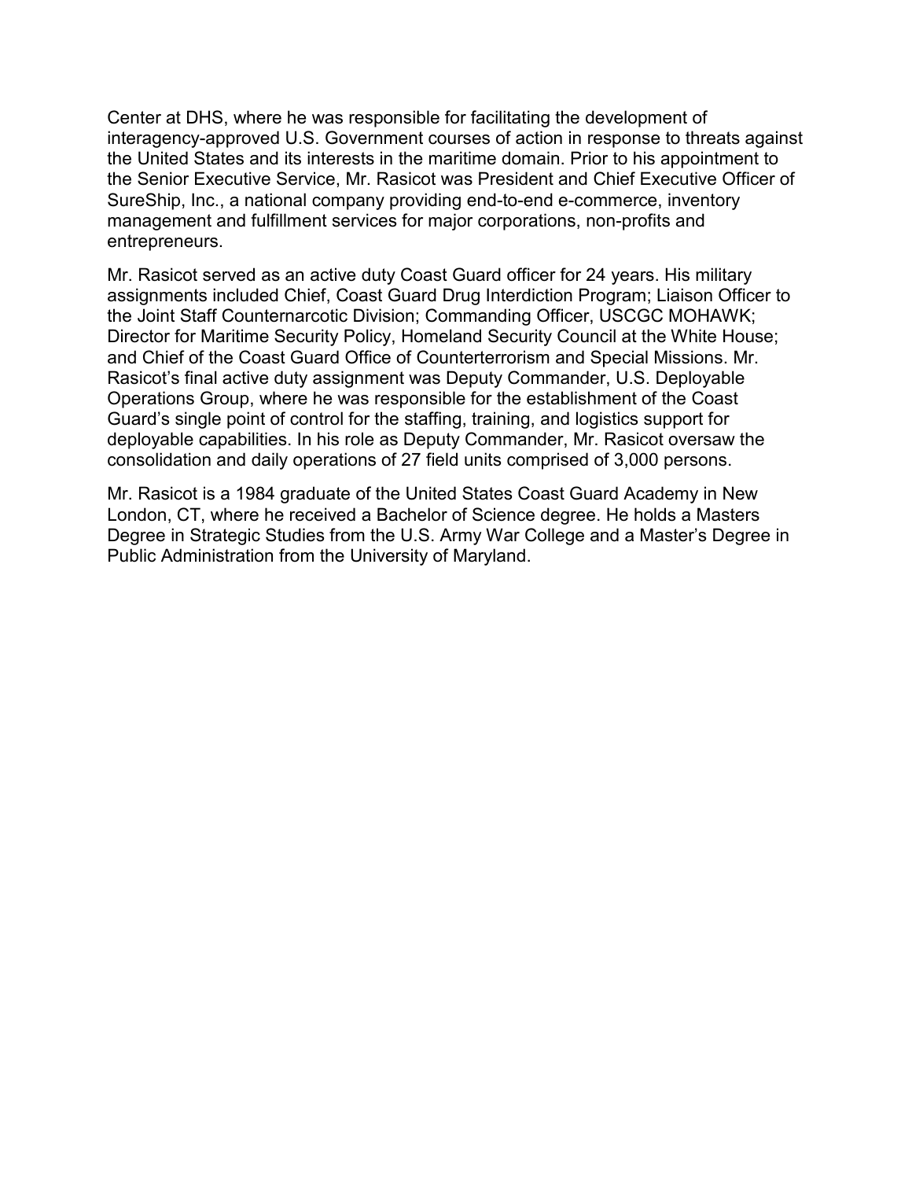Center at DHS, where he was responsible for facilitating the development of interagency-approved U.S. Government courses of action in response to threats against the United States and its interests in the maritime domain. Prior to his appointment to the Senior Executive Service, Mr. Rasicot was President and Chief Executive Officer of SureShip, Inc., a national company providing end-to-end e-commerce, inventory management and fulfillment services for major corporations, non-profits and entrepreneurs.

Mr. Rasicot served as an active duty Coast Guard officer for 24 years. His military assignments included Chief, Coast Guard Drug Interdiction Program; Liaison Officer to the Joint Staff Counternarcotic Division; Commanding Officer, USCGC MOHAWK; Director for Maritime Security Policy, Homeland Security Council at the White House; and Chief of the Coast Guard Office of Counterterrorism and Special Missions. Mr. Rasicot's final active duty assignment was Deputy Commander, U.S. Deployable Operations Group, where he was responsible for the establishment of the Coast Guard's single point of control for the staffing, training, and logistics support for deployable capabilities. In his role as Deputy Commander, Mr. Rasicot oversaw the consolidation and daily operations of 27 field units comprised of 3,000 persons.

Mr. Rasicot is a 1984 graduate of the United States Coast Guard Academy in New London, CT, where he received a Bachelor of Science degree. He holds a Masters Degree in Strategic Studies from the U.S. Army War College and a Master's Degree in Public Administration from the University of Maryland.